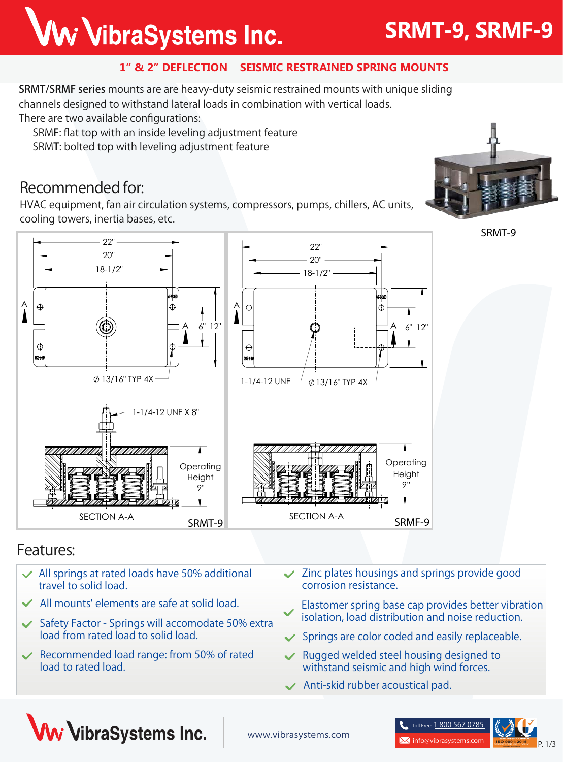# VibraSystems Inc.

# SRMT-9, SRMF-9

**1" & 2" DEFLECTION SEISMIC RESTRAINED SPRING MOUNTS**

**SRMT/SRMF series** mounts are are heavy-duty seismic restrained mounts with unique sliding channels designed to withstand lateral loads in combination with vertical loads.
There are two available configurations:

- SRMF: flat top with an inside leveling adjustment feature
- SRMT: bolted top with leveling adjustment feature

## Recommended for:

HVAC equipment, fan air circulation systems, compressors, pumps, chillers, AC units, cooling towers, inertia bases, etc.

SRMT-9

22" 20" 18-1/2" A A 6" 12" ∅ 13/16" TYP 4X

1-1/4-12 UNF X 8"

Operating Height 9"

SECTION A-A

SRMT-9

22" 20" 18-1/2" A A 6" 12" 1-1/4-12 UNF ∅13/16" TYP 4X

Operating Height 9"

SECTION A-A

SRMF-9

## Features:

- All springs at rated loads have 50% additional travel to solid load.
- All mounts' elements are safe at solid load.
- Safety Factor - Springs will accomodate 50% extra load from rated load to solid load.
- Recommended load range: from 50% of rated load to rated load.
- Zinc plates housings and springs provide good corrosion resistance.
- Elastomer spring base cap provides better vibration isolation, load distribution and noise reduction.
- Springs are color coded and easily replaceable.
- Rugged welded steel housing designed to withstand seismic and high wind forces.
- Anti-skid rubber acoustical pad.

VibraSystems Inc. www.vibrasystems.com Toll Free: 1 800 567 0785 info@vibrasystems.com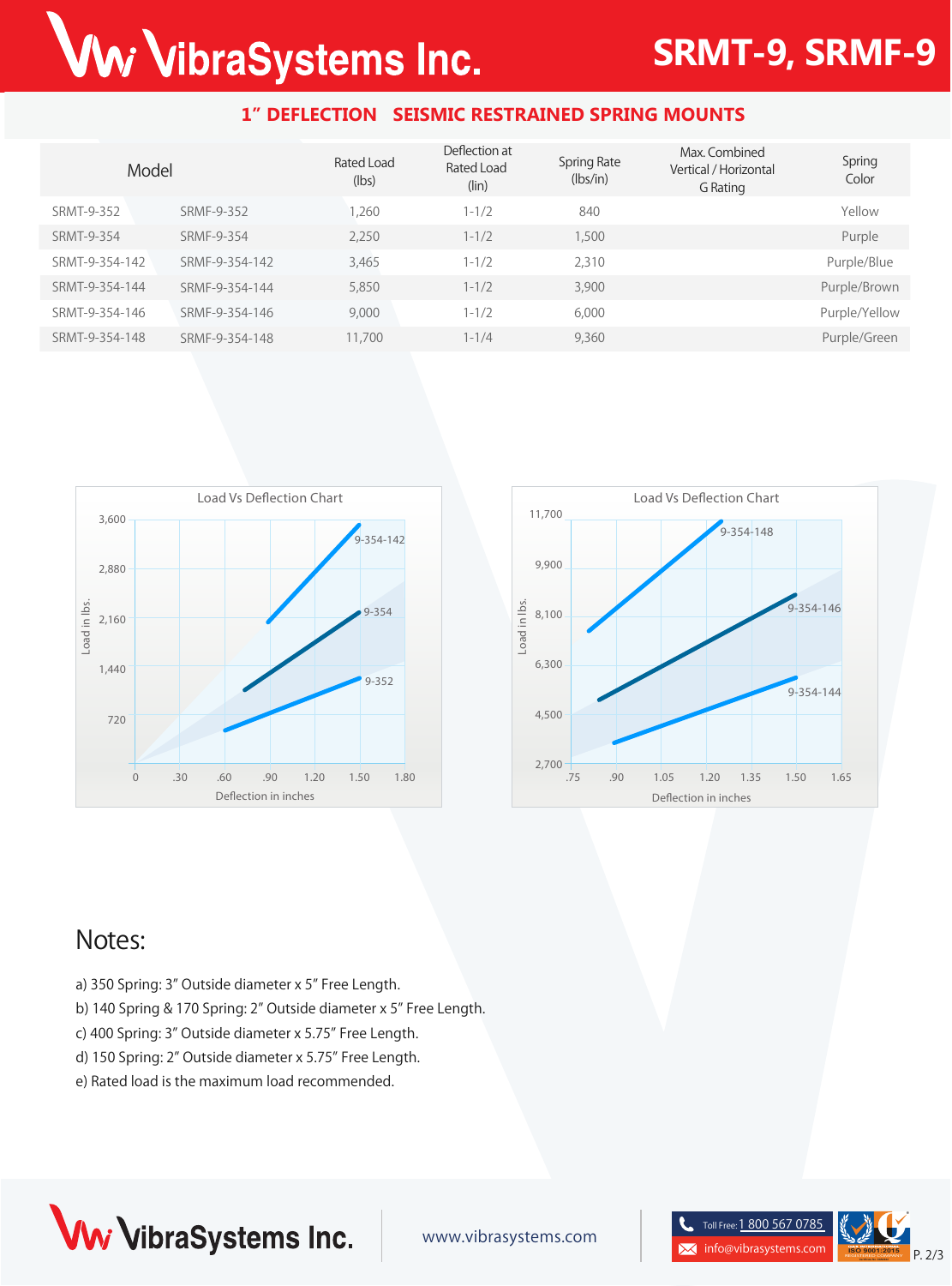# SRMT-9, SRMF-9

## 1" DEFLECTION SEISMIC RESTRAINED SPRING MOUNTS

| Model | | Rated Load (lbs) | Deflection at Rated Load (lin) | Spring Rate (lbs/in) | Max. Combined Vertical / Horizontal G Rating | Spring Color |
|---|---|---|---|---|---|---|
| SRMT-9-352 | SRMF-9-352 | 1,260 | 1-1/2 | 840 | | Yellow |
| SRMT-9-354 | SRMF-9-354 | 2,250 | 1-1/2 | 1,500 | | Purple |
| SRMT-9-354-142 | SRMF-9-354-142 | 3,465 | 1-1/2 | 2,310 | | Purple/Blue |
| SRMT-9-354-144 | SRMF-9-354-144 | 5,850 | 1-1/2 | 3,900 | | Purple/Brown |
| SRMT-9-354-146 | SRMF-9-354-146 | 9,000 | 1-1/2 | 6,000 | | Purple/Yellow |
| SRMT-9-354-148 | SRMF-9-354-148 | 11,700 | 1-1/4 | 9,360 | | Purple/Green |

Load Vs Deflection Chart

Load in lbs. (0, 720, 1,440, 2,160, 2,880, 3,600) vs Deflection in inches (0, .30, .60, .90, 1.20, 1.50, 1.80): 9-354-142, 9-354, 9-352

Load Vs Deflection Chart

Load in lbs. (2,700, 4,500, 6,300, 8,100, 9,900, 11,700) vs Deflection in inches (.75, .90, 1.05, 1.20, 1.35, 1.50, 1.65): 9-354-148, 9-354-146, 9-354-144

## Notes:

a) 350 Spring: 3" Outside diameter x 5" Free Length.
b) 140 Spring & 170 Spring: 2" Outside diameter x 5" Free Length.
c) 400 Spring: 3" Outside diameter x 5.75" Free Length.
d) 150 Spring: 2" Outside diameter x 5.75" Free Length.
e) Rated load is the maximum load recommended.

VibraSystems Inc. | www.vibrasystems.com | Toll Free: 1 800 567 0785 | info@vibrasystems.com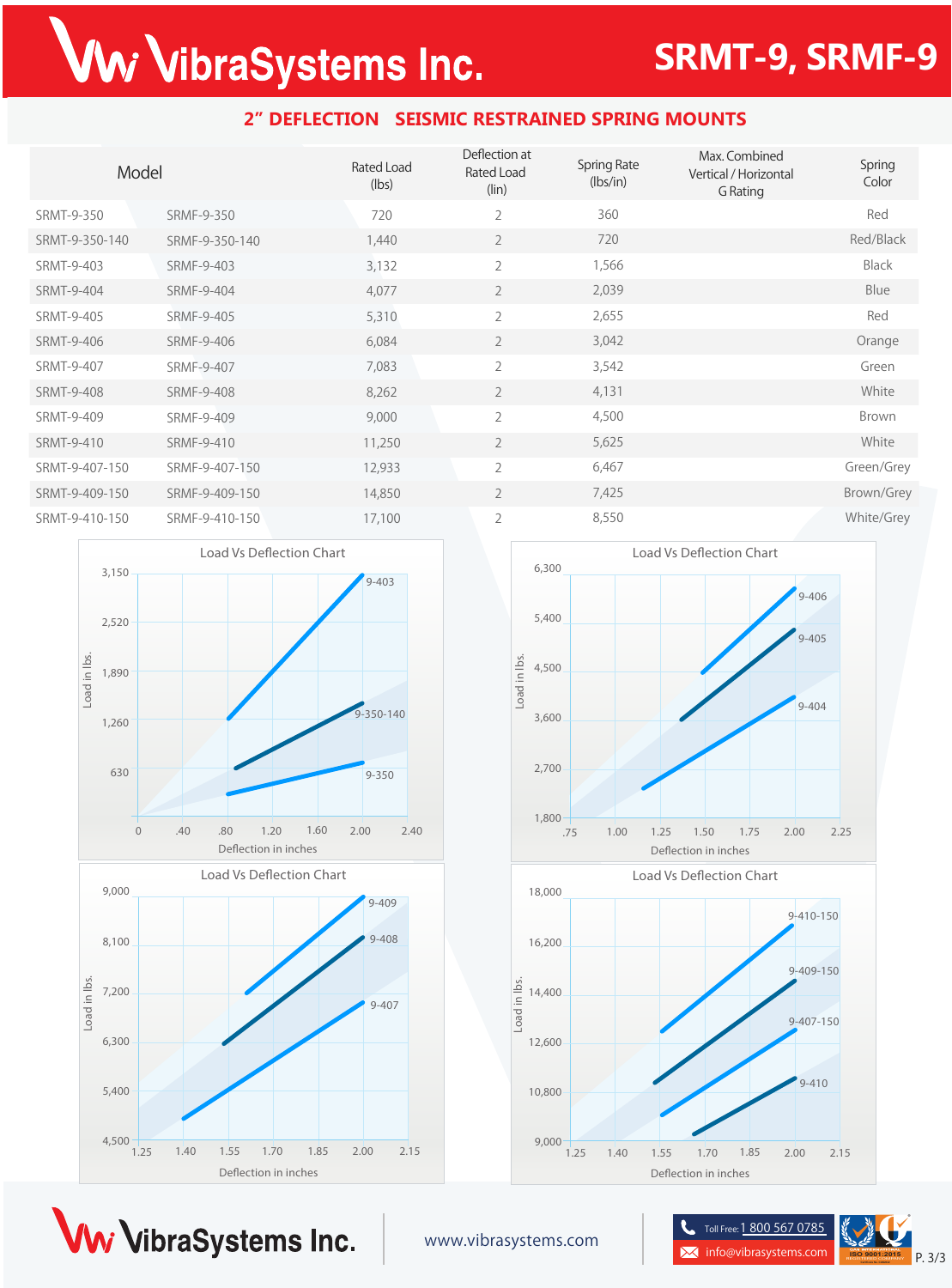# VibraSystems Inc. SRMT-9, SRMF-9

## 2" DEFLECTION SEISMIC RESTRAINED SPRING MOUNTS

| Model | | Rated Load (lbs) | Deflection at Rated Load (lin) | Spring Rate (lbs/in) | Max. Combined Vertical / Horizontal G Rating | Spring Color |
|---|---|---|---|---|---|---|
| SRMT-9-350 | SRMF-9-350 | 720 | 2 | 360 | | Red |
| SRMT-9-350-140 | SRMF-9-350-140 | 1,440 | 2 | 720 | | Red/Black |
| SRMT-9-403 | SRMF-9-403 | 3,132 | 2 | 1,566 | | Black |
| SRMT-9-404 | SRMF-9-404 | 4,077 | 2 | 2,039 | | Blue |
| SRMT-9-405 | SRMF-9-405 | 5,310 | 2 | 2,655 | | Red |
| SRMT-9-406 | SRMF-9-406 | 6,084 | 2 | 3,042 | | Orange |
| SRMT-9-407 | SRMF-9-407 | 7,083 | 2 | 3,542 | | Green |
| SRMT-9-408 | SRMF-9-408 | 8,262 | 2 | 4,131 | | White |
| SRMT-9-409 | SRMF-9-409 | 9,000 | 2 | 4,500 | | Brown |
| SRMT-9-410 | SRMF-9-410 | 11,250 | 2 | 5,625 | | White |
| SRMT-9-407-150 | SRMF-9-407-150 | 12,933 | 2 | 6,467 | | Green/Grey |
| SRMT-9-409-150 | SRMF-9-409-150 | 14,850 | 2 | 7,425 | | Brown/Grey |
| SRMT-9-410-150 | SRMF-9-410-150 | 17,100 | 2 | 8,550 | | White/Grey |

Load Vs Deflection Chart

Load in lbs.: 3,150, 2,520, 1,890, 1,260, 630

Deflection in inches: 0, .40, .80, 1.20, 1.60, 2.00, 2.40

9-403, 9-350-140, 9-350

Load Vs Deflection Chart

Load in lbs.: 6,300, 5,400, 4,500, 3,600, 2,700, 1,800

Deflection in inches: .75, 1.00, 1.25, 1.50, 1.75, 2.00, 2.25

9-406, 9-405, 9-404

Load Vs Deflection Chart

Load in lbs.: 9,000, 8,100, 7,200, 6,300, 5,400, 4,500

Deflection in inches: 1.25, 1.40, 1.55, 1.70, 1.85, 2.00, 2.15

9-409, 9-408, 9-407

Load Vs Deflection Chart

Load in lbs.: 18,000, 16,200, 14,400, 12,600, 10,800, 9,000

Deflection in inches: 1.25, 1.40, 1.55, 1.70, 1.85, 2.00, 2.15

9-410-150, 9-409-150, 9-407-150, 9-410

VibraSystems Inc. www.vibrasystems.com

Toll Free: 1 800 567 0785

info@vibrasystems.com

ISO 9001:2015